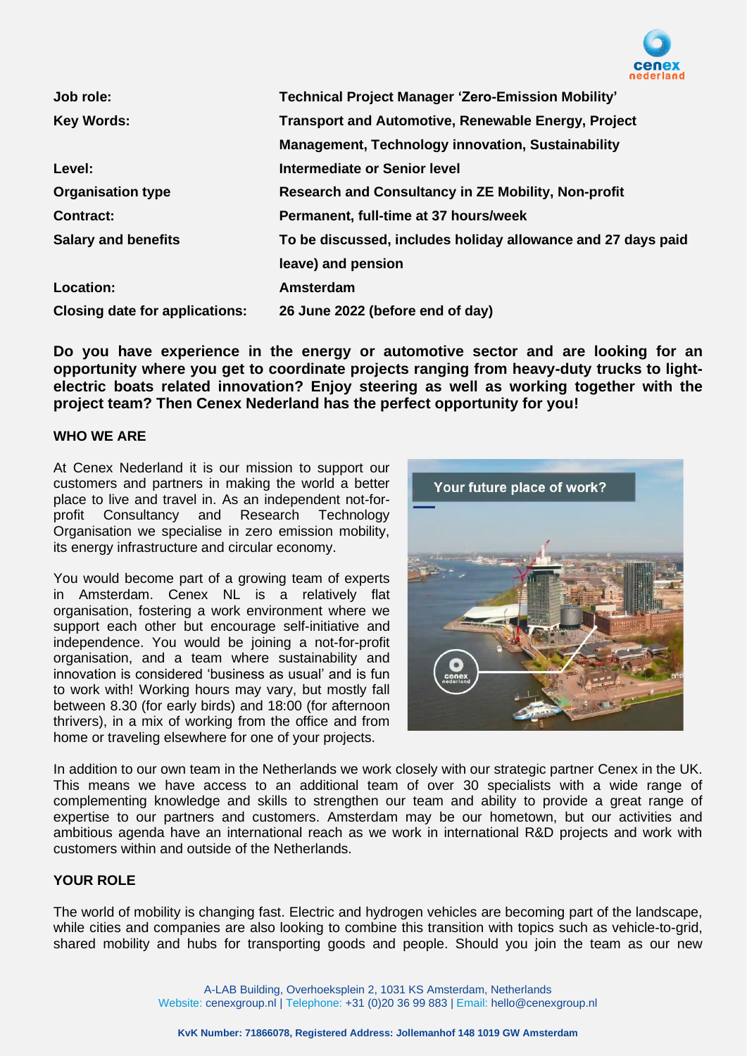| | |
|---|---|
| **Job role:** | **Technical Project Manager 'Zero-Emission Mobility'** |
| **Key Words:** | **Transport and Automotive, Renewable Energy, Project Management, Technology innovation, Sustainability** |
| **Level:** | **Intermediate or Senior level** |
| **Organisation type** | **Research and Consultancy in ZE Mobility, Non-profit** |
| **Contract:** | **Permanent, full-time at 37 hours/week** |
| **Salary and benefits** | **To be discussed, includes holiday allowance and 27 days paid leave) and pension** |
| **Location:** | **Amsterdam** |
| **Closing date for applications:** | **26 June 2022 (before end of day)** |

**Do you have experience in the energy or automotive sector and are looking for an opportunity where you get to coordinate projects ranging from heavy-duty trucks to light-electric boats related innovation? Enjoy steering as well as working together with the project team? Then Cenex Nederland has the perfect opportunity for you!**

## WHO WE ARE

At Cenex Nederland it is our mission to support our customers and partners in making the world a better place to live and travel in. As an independent not-for-profit Consultancy and Research Technology Organisation we specialise in zero emission mobility, its energy infrastructure and circular economy.

You would become part of a growing team of experts in Amsterdam. Cenex NL is a relatively flat organisation, fostering a work environment where we support each other but encourage self-initiative and independence. You would be joining a not-for-profit organisation, and a team where sustainability and innovation is considered 'business as usual' and is fun to work with! Working hours may vary, but mostly fall between 8.30 (for early birds) and 18:00 (for afternoon thrivers), in a mix of working from the office and from home or traveling elsewhere for one of your projects.

In addition to our own team in the Netherlands we work closely with our strategic partner Cenex in the UK. This means we have access to an additional team of over 30 specialists with a wide range of complementing knowledge and skills to strengthen our team and ability to provide a great range of expertise to our partners and customers. Amsterdam may be our hometown, but our activities and ambitious agenda have an international reach as we work in international R&D projects and work with customers within and outside of the Netherlands.

## YOUR ROLE

The world of mobility is changing fast. Electric and hydrogen vehicles are becoming part of the landscape, while cities and companies are also looking to combine this transition with topics such as vehicle-to-grid, shared mobility and hubs for transporting goods and people. Should you join the team as our new

A-LAB Building, Overhoeksplein 2, 1031 KS Amsterdam, Netherlands
Website: cenexgroup.nl | Telephone: +31 (0)20 36 99 883 | Email: hello@cenexgroup.nl

**KvK Number: 71866078, Registered Address: Jollemanhof 148 1019 GW Amsterdam**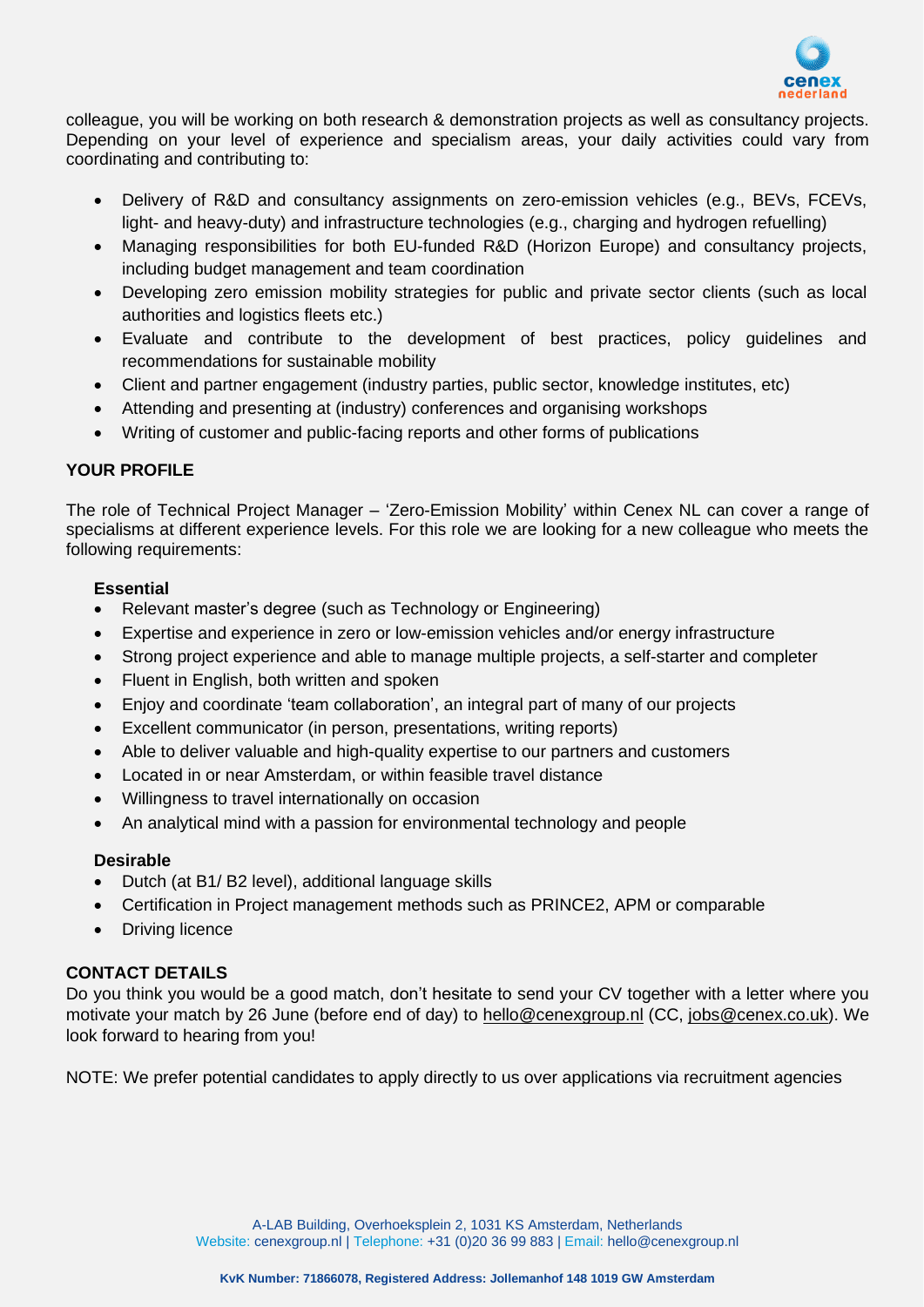colleague, you will be working on both research & demonstration projects as well as consultancy projects. Depending on your level of experience and specialism areas, your daily activities could vary from coordinating and contributing to:

- Delivery of R&D and consultancy assignments on zero-emission vehicles (e.g., BEVs, FCEVs, light- and heavy-duty) and infrastructure technologies (e.g., charging and hydrogen refuelling)
- Managing responsibilities for both EU-funded R&D (Horizon Europe) and consultancy projects, including budget management and team coordination
- Developing zero emission mobility strategies for public and private sector clients (such as local authorities and logistics fleets etc.)
- Evaluate and contribute to the development of best practices, policy guidelines and recommendations for sustainable mobility
- Client and partner engagement (industry parties, public sector, knowledge institutes, etc)
- Attending and presenting at (industry) conferences and organising workshops
- Writing of customer and public-facing reports and other forms of publications

## YOUR PROFILE

The role of Technical Project Manager – 'Zero-Emission Mobility' within Cenex NL can cover a range of specialisms at different experience levels. For this role we are looking for a new colleague who meets the following requirements:

### Essential

- Relevant master's degree (such as Technology or Engineering)
- Expertise and experience in zero or low-emission vehicles and/or energy infrastructure
- Strong project experience and able to manage multiple projects, a self-starter and completer
- Fluent in English, both written and spoken
- Enjoy and coordinate 'team collaboration', an integral part of many of our projects
- Excellent communicator (in person, presentations, writing reports)
- Able to deliver valuable and high-quality expertise to our partners and customers
- Located in or near Amsterdam, or within feasible travel distance
- Willingness to travel internationally on occasion
- An analytical mind with a passion for environmental technology and people

### Desirable

- Dutch (at B1/ B2 level), additional language skills
- Certification in Project management methods such as PRINCE2, APM or comparable
- Driving licence

## CONTACT DETAILS

Do you think you would be a good match, don't hesitate to send your CV together with a letter where you motivate your match by 26 June (before end of day) to hello@cenexgroup.nl (CC, jobs@cenex.co.uk). We look forward to hearing from you!

NOTE: We prefer potential candidates to apply directly to us over applications via recruitment agencies